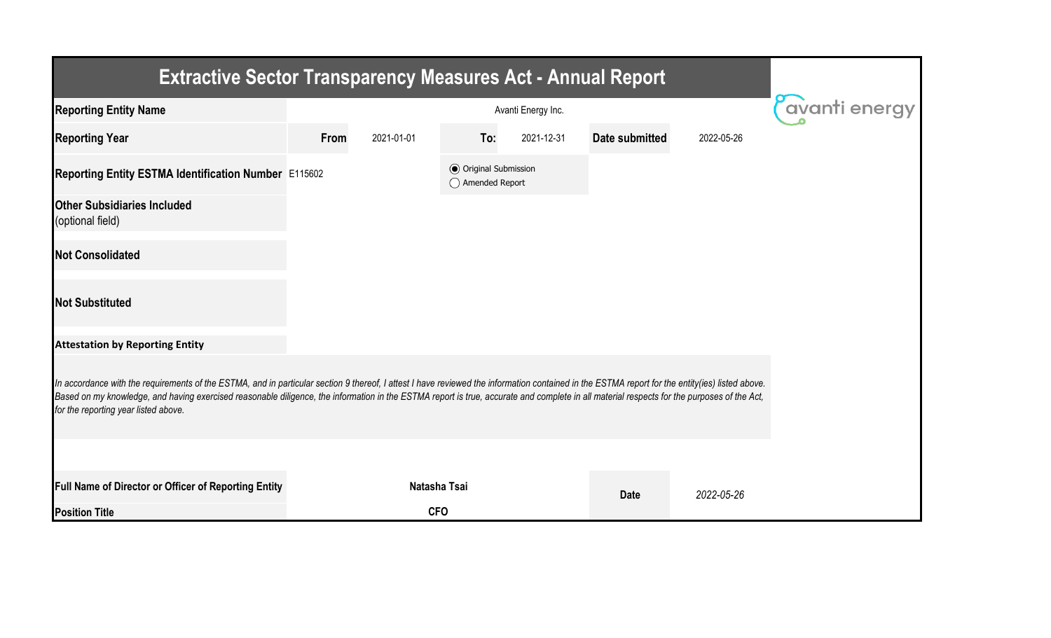# Extractive Sector Transparency Measures Act - Annual Report

| | | | | | | |
|---|---|---|---|---|---|---|
| **Reporting Entity Name** | | | Avanti Energy Inc. | | | |
| **Reporting Year** | **From** | 2021-01-01 | **To:** | 2021-12-31 | **Date submitted** | 2022-05-26 |
| **Reporting Entity ESTMA Identification Number** | E115602 | | ◉ Original Submission<br>◯ Amended Report | | | |
| **Other Subsidiaries Included** (optional field) | | | | | | |
| **Not Consolidated** | | | | | | |
| **Not Substituted** | | | | | | |

**Attestation by Reporting Entity**

*In accordance with the requirements of the ESTMA, and in particular section 9 thereof, I attest I have reviewed the information contained in the ESTMA report for the entity(ies) listed above. Based on my knowledge, and having exercised reasonable diligence, the information in the ESTMA report is true, accurate and complete in all material respects for the purposes of the Act, for the reporting year listed above.*

| | | | |
|---|---|---|---|
| **Full Name of Director or Officer of Reporting Entity** | **Natasha Tsai** | **Date** | *2022-05-26* |
| **Position Title** | **CFO** | | |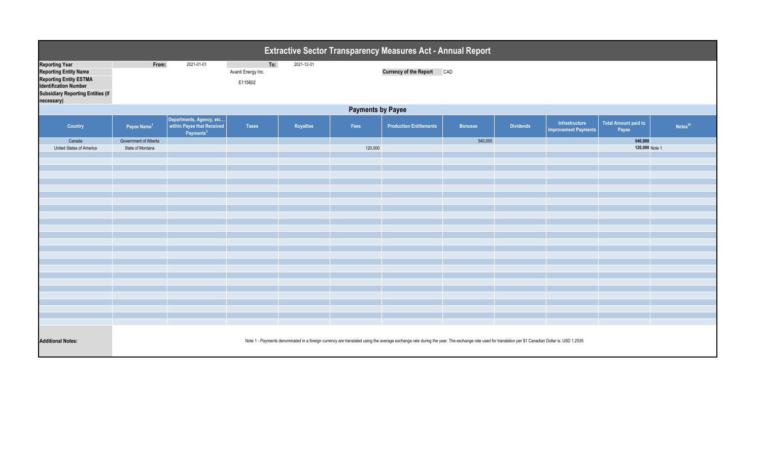# Extractive Sector Transparency Measures Act - Annual Report

| | | | | |
|---|---|---|---|---|
| **Reporting Year** | From: | 2021-01-01 | To: | 2021-12-31 |
| **Reporting Entity Name** | | Avanti Energy Inc. | **Currency of the Report** | CAD |
| **Reporting Entity ESTMA Identification Number** | | E115602 | | |
| **Subsidiary Reporting Entities (if necessary)** | | | | |

## Payments by Payee

| Country | Payee Name[1] | Departments, Agency, etc... within Payee that Received Payments[2] | Taxes | Royalties | Fees | Production Entitlements | Bonuses | Dividends | Infrastructure Improvement Payments | Total Amount paid to Payee | Notes[34] |
|---|---|---|---|---|---|---|---|---|---|---|---|
| Canada | Government of Alberta | | | | | | 540,000 | | | **540,000** | |
| United States of America | State of Montana | | | | 120,000 | | | | | **120,000** | Note 1 |

**Additional Notes:**

Note 1 - Payments denominated in a foreign currency are translated using the average exchange rate during the year. The exchange rate used for translation per $1 Canadian Dollar is: USD 1.2535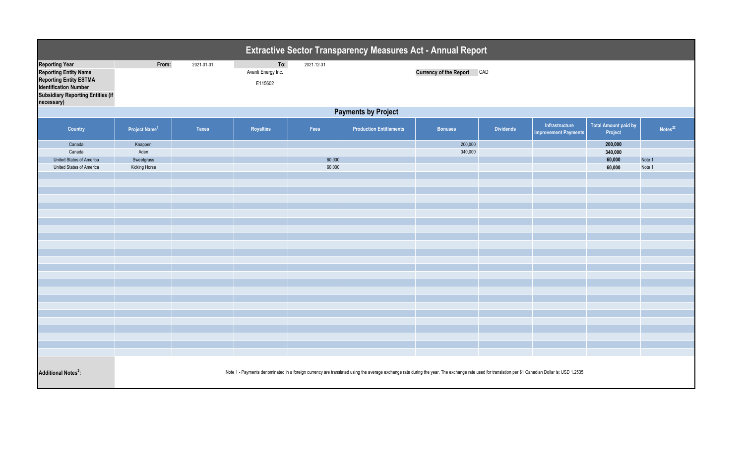# Extractive Sector Transparency Measures Act - Annual Report

| | | | | | |
|---|---|---|---|---|---|
| **Reporting Year** | **From:** | 2021-01-01 | **To:** | 2021-12-31 | |
| **Reporting Entity Name** | | | Avanti Energy Inc. | **Currency of the Report** | CAD |
| **Reporting Entity ESTMA Identification Number** | | | E115602 | | |
| **Subsidiary Reporting Entities (if necessary)** | | | | | |

## Payments by Project

| Country | Project Name[1] | Taxes | Royalties | Fees | Production Entitlements | Bonuses | Dividends | Infrastructure Improvement Payments | Total Amount paid by Project | Notes[23] |
|---|---|---|---|---|---|---|---|---|---|---|
| Canada | Knappen | | | | | 200,000 | | | **200,000** | |
| Canada | Aden | | | | | 340,000 | | | **340,000** | |
| United States of America | Sweetgrass | | | 60,000 | | | | | **60,000** | Note 1 |
| United States of America | Kicking Horse | | | 60,000 | | | | | **60,000** | Note 1 |

**Additional Notes[3]:**

Note 1 - Payments denominated in a foreign currency are translated using the average exchange rate during the year. The exchange rate used for translation per $1 Canadian Dollar is: USD 1.2535